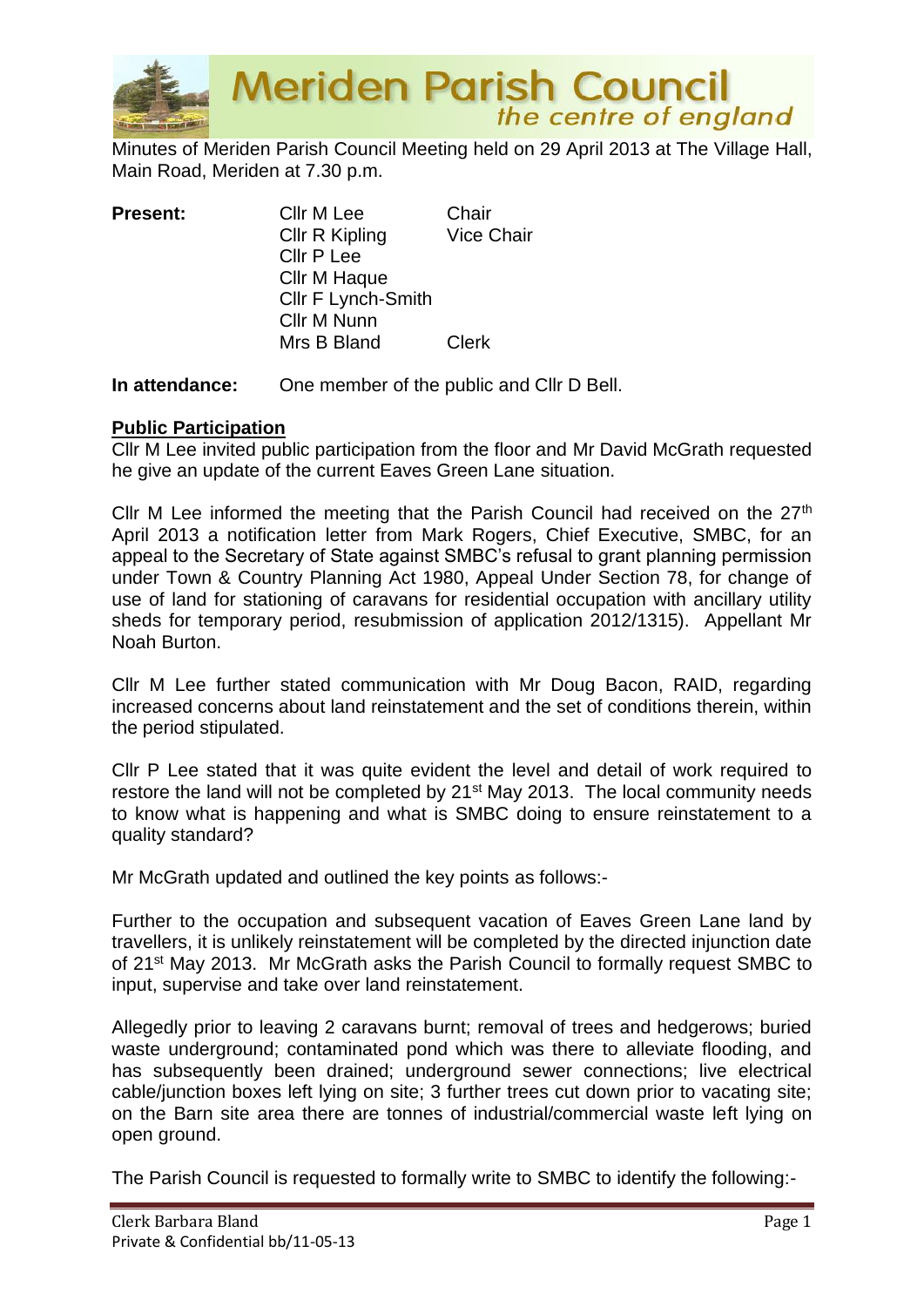# Meriden Parish Council
*the centre of england*

Minutes of Meriden Parish Council Meeting held on 29 April 2013 at The Village Hall, Main Road, Meriden at 7.30 p.m.

| **Present:** | Cllr M Lee | Chair |
|---|---|---|
| | Cllr R Kipling | Vice Chair |
| | Cllr P Lee | |
| | Cllr M Haque | |
| | Cllr F Lynch-Smith | |
| | Cllr M Nunn | |
| | Mrs B Bland | Clerk |

**In attendance:** One member of the public and Cllr D Bell.

**Public Participation**

Cllr M Lee invited public participation from the floor and Mr David McGrath requested he give an update of the current Eaves Green Lane situation.

Cllr M Lee informed the meeting that the Parish Council had received on the 27th April 2013 a notification letter from Mark Rogers, Chief Executive, SMBC, for an appeal to the Secretary of State against SMBC's refusal to grant planning permission under Town & Country Planning Act 1980, Appeal Under Section 78, for change of use of land for stationing of caravans for residential occupation with ancillary utility sheds for temporary period, resubmission of application 2012/1315). Appellant Mr Noah Burton.

Cllr M Lee further stated communication with Mr Doug Bacon, RAID, regarding increased concerns about land reinstatement and the set of conditions therein, within the period stipulated.

Cllr P Lee stated that it was quite evident the level and detail of work required to restore the land will not be completed by 21st May 2013. The local community needs to know what is happening and what is SMBC doing to ensure reinstatement to a quality standard?

Mr McGrath updated and outlined the key points as follows:-

Further to the occupation and subsequent vacation of Eaves Green Lane land by travellers, it is unlikely reinstatement will be completed by the directed injunction date of 21st May 2013. Mr McGrath asks the Parish Council to formally request SMBC to input, supervise and take over land reinstatement.

Allegedly prior to leaving 2 caravans burnt; removal of trees and hedgerows; buried waste underground; contaminated pond which was there to alleviate flooding, and has subsequently been drained; underground sewer connections; live electrical cable/junction boxes left lying on site; 3 further trees cut down prior to vacating site; on the Barn site area there are tonnes of industrial/commercial waste left lying on open ground.

The Parish Council is requested to formally write to SMBC to identify the following:-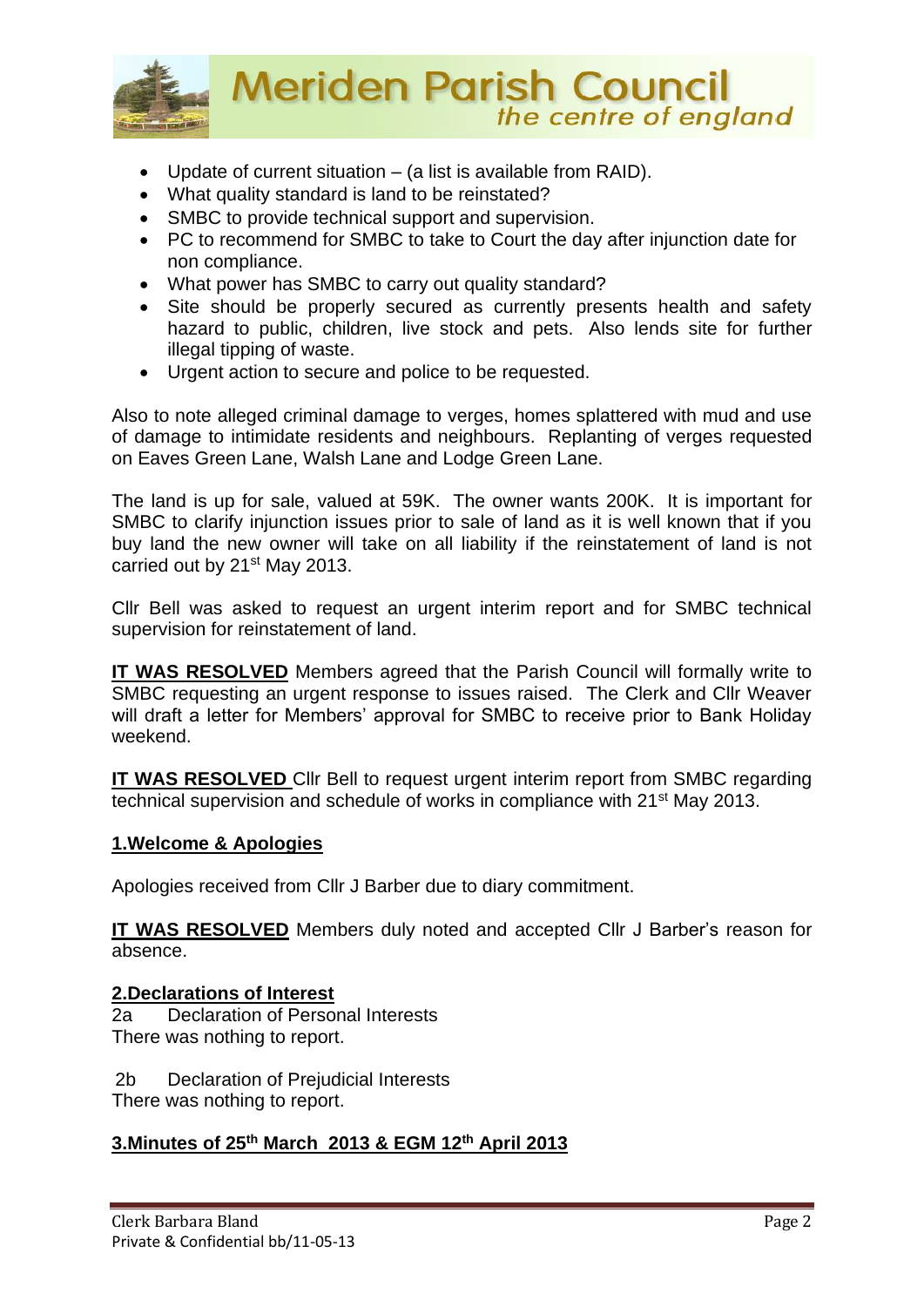- Update of current situation – (a list is available from RAID).
- What quality standard is land to be reinstated?
- SMBC to provide technical support and supervision.
- PC to recommend for SMBC to take to Court the day after injunction date for non compliance.
- What power has SMBC to carry out quality standard?
- Site should be properly secured as currently presents health and safety hazard to public, children, live stock and pets. Also lends site for further illegal tipping of waste.
- Urgent action to secure and police to be requested.

Also to note alleged criminal damage to verges, homes splattered with mud and use of damage to intimidate residents and neighbours. Replanting of verges requested on Eaves Green Lane, Walsh Lane and Lodge Green Lane.

The land is up for sale, valued at 59K. The owner wants 200K. It is important for SMBC to clarify injunction issues prior to sale of land as it is well known that if you buy land the new owner will take on all liability if the reinstatement of land is not carried out by 21st May 2013.

Cllr Bell was asked to request an urgent interim report and for SMBC technical supervision for reinstatement of land.

**IT WAS RESOLVED** Members agreed that the Parish Council will formally write to SMBC requesting an urgent response to issues raised. The Clerk and Cllr Weaver will draft a letter for Members' approval for SMBC to receive prior to Bank Holiday weekend.

**IT WAS RESOLVED** Cllr Bell to request urgent interim report from SMBC regarding technical supervision and schedule of works in compliance with 21st May 2013.

## 1.Welcome & Apologies

Apologies received from Cllr J Barber due to diary commitment.

**IT WAS RESOLVED** Members duly noted and accepted Cllr J Barber's reason for absence.

## 2.Declarations of Interest

2a Declaration of Personal Interests
There was nothing to report.

2b Declaration of Prejudicial Interests
There was nothing to report.

## 3.Minutes of 25th March 2013 & EGM 12th April 2013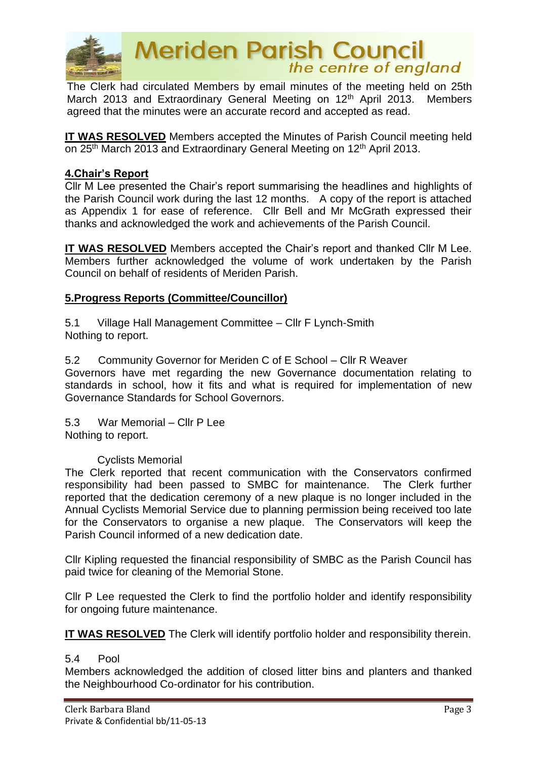The Clerk had circulated Members by email minutes of the meeting held on 25th March 2013 and Extraordinary General Meeting on 12th April 2013. Members agreed that the minutes were an accurate record and accepted as read.

**IT WAS RESOLVED** Members accepted the Minutes of Parish Council meeting held on 25th March 2013 and Extraordinary General Meeting on 12th April 2013.

## 4.Chair's Report

Cllr M Lee presented the Chair's report summarising the headlines and highlights of the Parish Council work during the last 12 months. A copy of the report is attached as Appendix 1 for ease of reference. Cllr Bell and Mr McGrath expressed their thanks and acknowledged the work and achievements of the Parish Council.

**IT WAS RESOLVED** Members accepted the Chair's report and thanked Cllr M Lee. Members further acknowledged the volume of work undertaken by the Parish Council on behalf of residents of Meriden Parish.

## 5.Progress Reports (Committee/Councillor)

5.1 Village Hall Management Committee – Cllr F Lynch-Smith
Nothing to report.

5.2 Community Governor for Meriden C of E School – Cllr R Weaver
Governors have met regarding the new Governance documentation relating to standards in school, how it fits and what is required for implementation of new Governance Standards for School Governors.

5.3 War Memorial – Cllr P Lee
Nothing to report.

Cyclists Memorial
The Clerk reported that recent communication with the Conservators confirmed responsibility had been passed to SMBC for maintenance. The Clerk further reported that the dedication ceremony of a new plaque is no longer included in the Annual Cyclists Memorial Service due to planning permission being received too late for the Conservators to organise a new plaque. The Conservators will keep the Parish Council informed of a new dedication date.

Cllr Kipling requested the financial responsibility of SMBC as the Parish Council has paid twice for cleaning of the Memorial Stone.

Cllr P Lee requested the Clerk to find the portfolio holder and identify responsibility for ongoing future maintenance.

**IT WAS RESOLVED** The Clerk will identify portfolio holder and responsibility therein.

5.4 Pool
Members acknowledged the addition of closed litter bins and planters and thanked the Neighbourhood Co-ordinator for his contribution.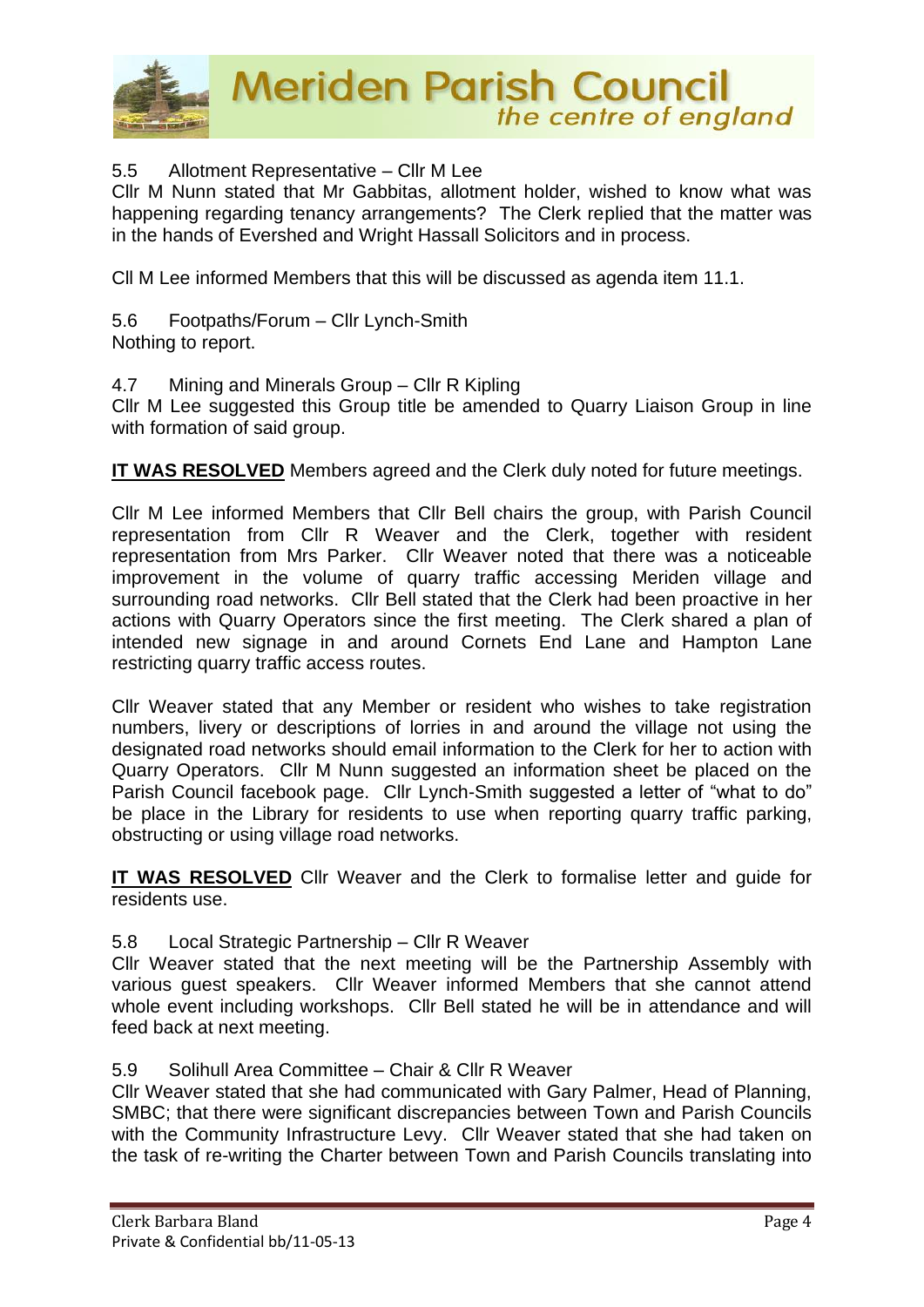5.5 Allotment Representative – Cllr M Lee

Cllr M Nunn stated that Mr Gabbitas, allotment holder, wished to know what was happening regarding tenancy arrangements? The Clerk replied that the matter was in the hands of Evershed and Wright Hassall Solicitors and in process.

Cll M Lee informed Members that this will be discussed as agenda item 11.1.

5.6 Footpaths/Forum – Cllr Lynch-Smith

Nothing to report.

4.7 Mining and Minerals Group – Cllr R Kipling

Cllr M Lee suggested this Group title be amended to Quarry Liaison Group in line with formation of said group.

**IT WAS RESOLVED** Members agreed and the Clerk duly noted for future meetings.

Cllr M Lee informed Members that Cllr Bell chairs the group, with Parish Council representation from Cllr R Weaver and the Clerk, together with resident representation from Mrs Parker. Cllr Weaver noted that there was a noticeable improvement in the volume of quarry traffic accessing Meriden village and surrounding road networks. Cllr Bell stated that the Clerk had been proactive in her actions with Quarry Operators since the first meeting. The Clerk shared a plan of intended new signage in and around Cornets End Lane and Hampton Lane restricting quarry traffic access routes.

Cllr Weaver stated that any Member or resident who wishes to take registration numbers, livery or descriptions of lorries in and around the village not using the designated road networks should email information to the Clerk for her to action with Quarry Operators. Cllr M Nunn suggested an information sheet be placed on the Parish Council facebook page. Cllr Lynch-Smith suggested a letter of "what to do" be place in the Library for residents to use when reporting quarry traffic parking, obstructing or using village road networks.

**IT WAS RESOLVED** Cllr Weaver and the Clerk to formalise letter and guide for residents use.

5.8 Local Strategic Partnership – Cllr R Weaver

Cllr Weaver stated that the next meeting will be the Partnership Assembly with various guest speakers. Cllr Weaver informed Members that she cannot attend whole event including workshops. Cllr Bell stated he will be in attendance and will feed back at next meeting.

5.9 Solihull Area Committee – Chair & Cllr R Weaver

Cllr Weaver stated that she had communicated with Gary Palmer, Head of Planning, SMBC; that there were significant discrepancies between Town and Parish Councils with the Community Infrastructure Levy. Cllr Weaver stated that she had taken on the task of re-writing the Charter between Town and Parish Councils translating into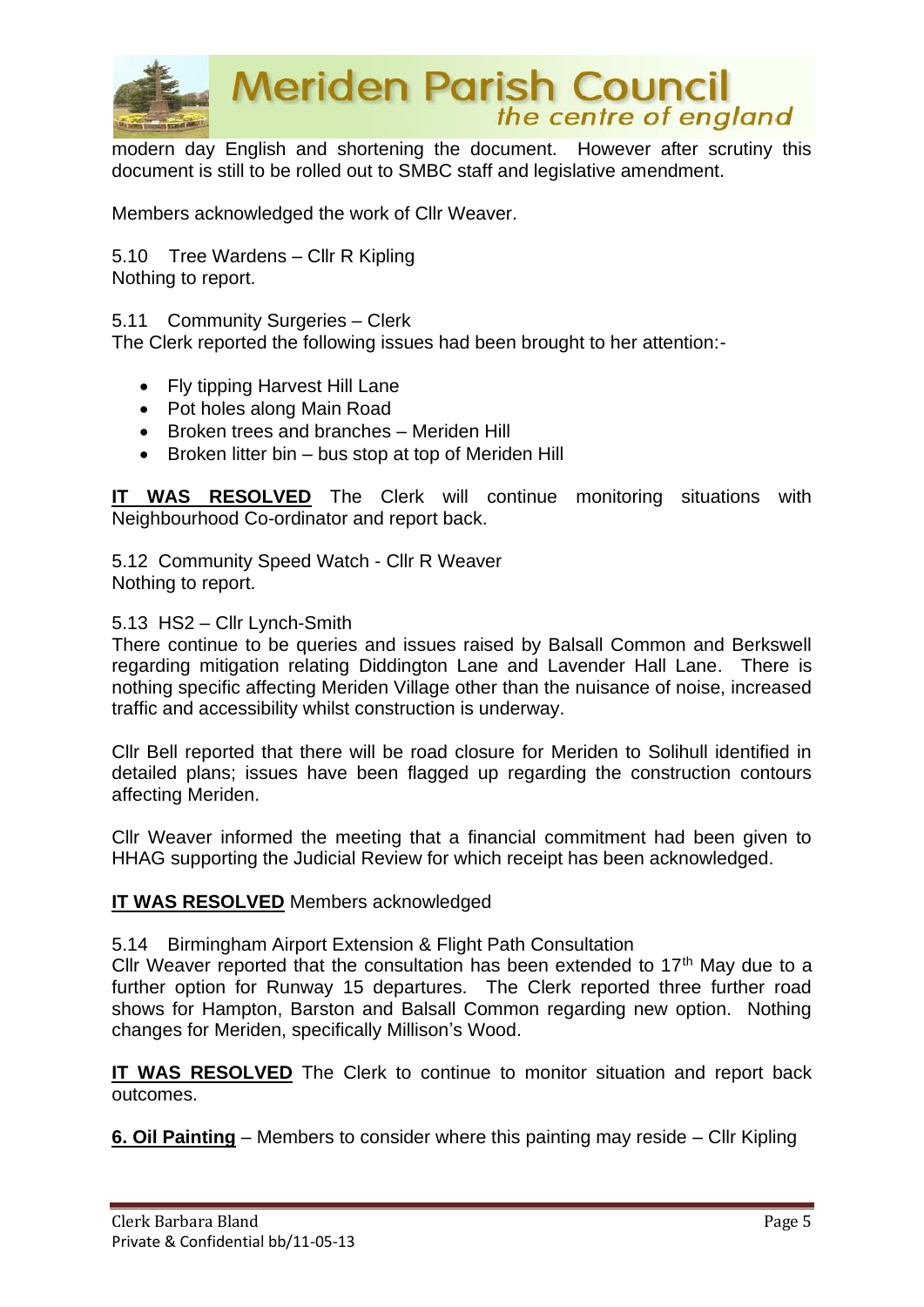modern day English and shortening the document. However after scrutiny this document is still to be rolled out to SMBC staff and legislative amendment.

Members acknowledged the work of Cllr Weaver.

5.10 Tree Wardens – Cllr R Kipling
Nothing to report.

5.11 Community Surgeries – Clerk
The Clerk reported the following issues had been brought to her attention:-

- Fly tipping Harvest Hill Lane
- Pot holes along Main Road
- Broken trees and branches – Meriden Hill
- Broken litter bin – bus stop at top of Meriden Hill

**<u>IT WAS RESOLVED</u>** The Clerk will continue monitoring situations with Neighbourhood Co-ordinator and report back.

5.12 Community Speed Watch - Cllr R Weaver
Nothing to report.

5.13 HS2 – Cllr Lynch-Smith
There continue to be queries and issues raised by Balsall Common and Berkswell regarding mitigation relating Diddington Lane and Lavender Hall Lane. There is nothing specific affecting Meriden Village other than the nuisance of noise, increased traffic and accessibility whilst construction is underway.

Cllr Bell reported that there will be road closure for Meriden to Solihull identified in detailed plans; issues have been flagged up regarding the construction contours affecting Meriden.

Cllr Weaver informed the meeting that a financial commitment had been given to HHAG supporting the Judicial Review for which receipt has been acknowledged.

**<u>IT WAS RESOLVED</u>** Members acknowledged

5.14 Birmingham Airport Extension & Flight Path Consultation
Cllr Weaver reported that the consultation has been extended to 17th May due to a further option for Runway 15 departures. The Clerk reported three further road shows for Hampton, Barston and Balsall Common regarding new option. Nothing changes for Meriden, specifically Millison's Wood.

**<u>IT WAS RESOLVED</u>** The Clerk to continue to monitor situation and report back outcomes.

**<u>6. Oil Painting</u>** – Members to consider where this painting may reside – Cllr Kipling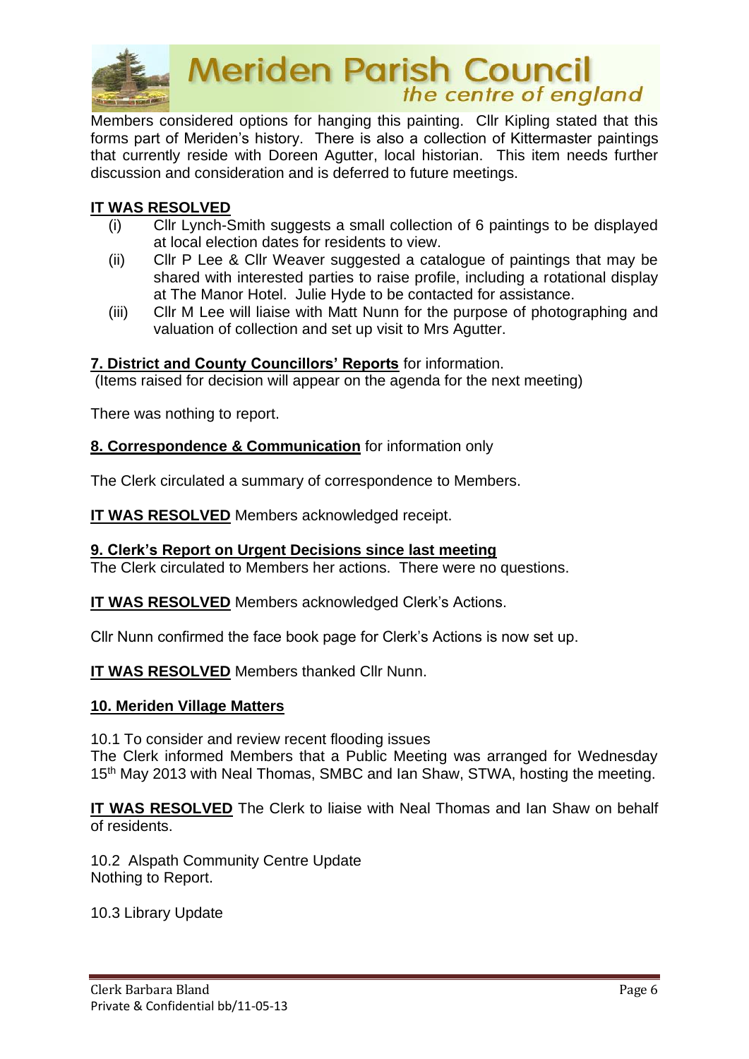Members considered options for hanging this painting. Cllr Kipling stated that this forms part of Meriden's history. There is also a collection of Kittermaster paintings that currently reside with Doreen Agutter, local historian. This item needs further discussion and consideration and is deferred to future meetings.

**IT WAS RESOLVED**

(i) Cllr Lynch-Smith suggests a small collection of 6 paintings to be displayed at local election dates for residents to view.

(ii) Cllr P Lee & Cllr Weaver suggested a catalogue of paintings that may be shared with interested parties to raise profile, including a rotational display at The Manor Hotel. Julie Hyde to be contacted for assistance.

(iii) Cllr M Lee will liaise with Matt Nunn for the purpose of photographing and valuation of collection and set up visit to Mrs Agutter.

**7. District and County Councillors' Reports** for information.
(Items raised for decision will appear on the agenda for the next meeting)

There was nothing to report.

**8. Correspondence & Communication** for information only

The Clerk circulated a summary of correspondence to Members.

**IT WAS RESOLVED** Members acknowledged receipt.

**9. Clerk's Report on Urgent Decisions since last meeting**

The Clerk circulated to Members her actions. There were no questions.

**IT WAS RESOLVED** Members acknowledged Clerk's Actions.

Cllr Nunn confirmed the face book page for Clerk's Actions is now set up.

**IT WAS RESOLVED** Members thanked Cllr Nunn.

**10. Meriden Village Matters**

10.1 To consider and review recent flooding issues
The Clerk informed Members that a Public Meeting was arranged for Wednesday 15th May 2013 with Neal Thomas, SMBC and Ian Shaw, STWA, hosting the meeting.

**IT WAS RESOLVED** The Clerk to liaise with Neal Thomas and Ian Shaw on behalf of residents.

10.2 Alspath Community Centre Update
Nothing to Report.

10.3 Library Update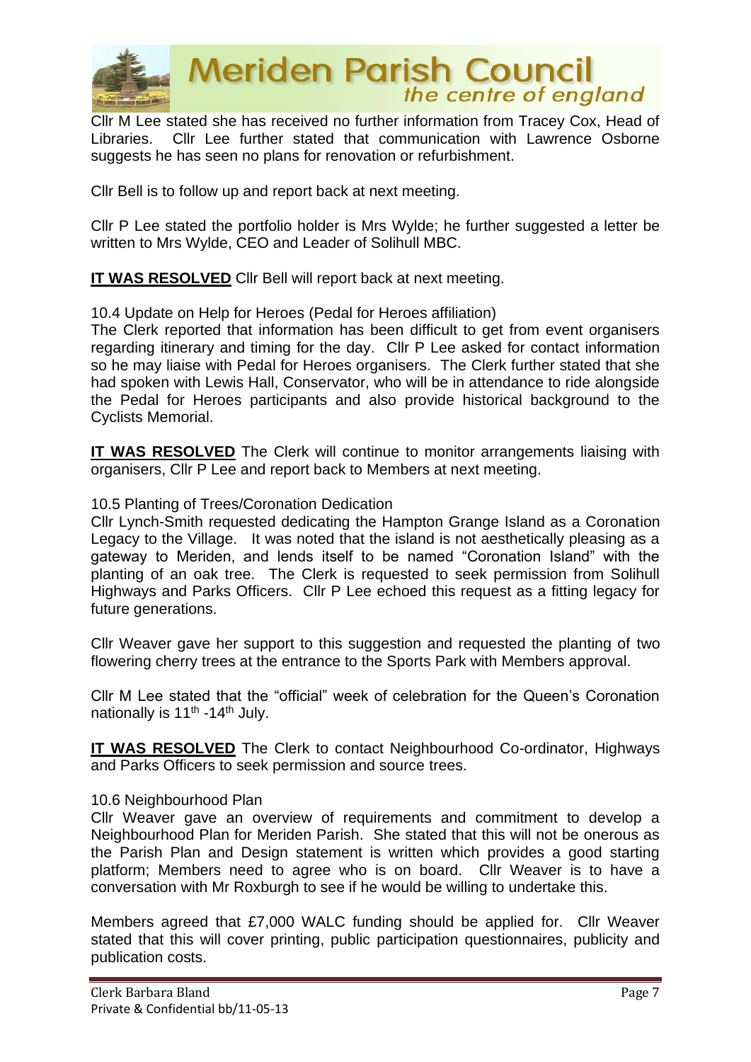Cllr M Lee stated she has received no further information from Tracey Cox, Head of Libraries. Cllr Lee further stated that communication with Lawrence Osborne suggests he has seen no plans for renovation or refurbishment.

Cllr Bell is to follow up and report back at next meeting.

Cllr P Lee stated the portfolio holder is Mrs Wylde; he further suggested a letter be written to Mrs Wylde, CEO and Leader of Solihull MBC.

**IT WAS RESOLVED** Cllr Bell will report back at next meeting.

10.4 Update on Help for Heroes (Pedal for Heroes affiliation)

The Clerk reported that information has been difficult to get from event organisers regarding itinerary and timing for the day. Cllr P Lee asked for contact information so he may liaise with Pedal for Heroes organisers. The Clerk further stated that she had spoken with Lewis Hall, Conservator, who will be in attendance to ride alongside the Pedal for Heroes participants and also provide historical background to the Cyclists Memorial.

**IT WAS RESOLVED** The Clerk will continue to monitor arrangements liaising with organisers, Cllr P Lee and report back to Members at next meeting.

10.5 Planting of Trees/Coronation Dedication

Cllr Lynch-Smith requested dedicating the Hampton Grange Island as a Coronation Legacy to the Village. It was noted that the island is not aesthetically pleasing as a gateway to Meriden, and lends itself to be named "Coronation Island" with the planting of an oak tree. The Clerk is requested to seek permission from Solihull Highways and Parks Officers. Cllr P Lee echoed this request as a fitting legacy for future generations.

Cllr Weaver gave her support to this suggestion and requested the planting of two flowering cherry trees at the entrance to the Sports Park with Members approval.

Cllr M Lee stated that the "official" week of celebration for the Queen's Coronation nationally is 11th -14th July.

**IT WAS RESOLVED** The Clerk to contact Neighbourhood Co-ordinator, Highways and Parks Officers to seek permission and source trees.

10.6 Neighbourhood Plan

Cllr Weaver gave an overview of requirements and commitment to develop a Neighbourhood Plan for Meriden Parish. She stated that this will not be onerous as the Parish Plan and Design statement is written which provides a good starting platform; Members need to agree who is on board. Cllr Weaver is to have a conversation with Mr Roxburgh to see if he would be willing to undertake this.

Members agreed that £7,000 WALC funding should be applied for. Cllr Weaver stated that this will cover printing, public participation questionnaires, publicity and publication costs.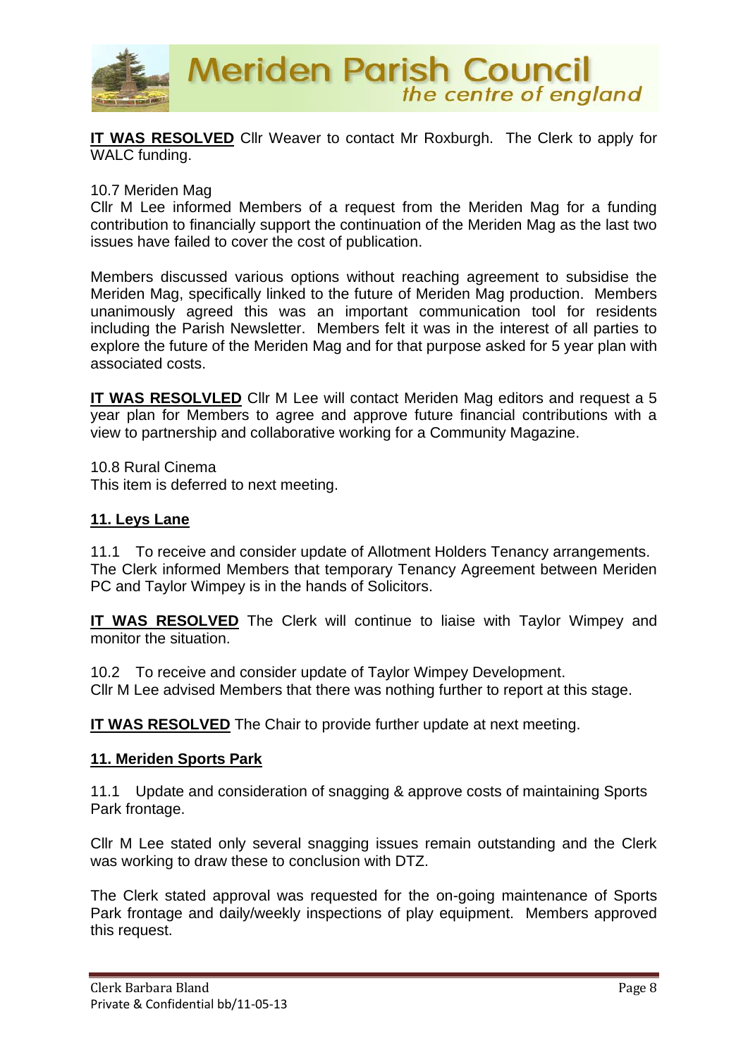**IT WAS RESOLVED** Cllr Weaver to contact Mr Roxburgh. The Clerk to apply for WALC funding.

10.7 Meriden Mag
Cllr M Lee informed Members of a request from the Meriden Mag for a funding contribution to financially support the continuation of the Meriden Mag as the last two issues have failed to cover the cost of publication.

Members discussed various options without reaching agreement to subsidise the Meriden Mag, specifically linked to the future of Meriden Mag production. Members unanimously agreed this was an important communication tool for residents including the Parish Newsletter. Members felt it was in the interest of all parties to explore the future of the Meriden Mag and for that purpose asked for 5 year plan with associated costs.

**IT WAS RESOLVLED** Cllr M Lee will contact Meriden Mag editors and request a 5 year plan for Members to agree and approve future financial contributions with a view to partnership and collaborative working for a Community Magazine.

10.8 Rural Cinema
This item is deferred to next meeting.

## 11. Leys Lane

11.1 To receive and consider update of Allotment Holders Tenancy arrangements.
The Clerk informed Members that temporary Tenancy Agreement between Meriden PC and Taylor Wimpey is in the hands of Solicitors.

**IT WAS RESOLVED** The Clerk will continue to liaise with Taylor Wimpey and monitor the situation.

10.2 To receive and consider update of Taylor Wimpey Development.
Cllr M Lee advised Members that there was nothing further to report at this stage.

**IT WAS RESOLVED** The Chair to provide further update at next meeting.

## 11. Meriden Sports Park

11.1 Update and consideration of snagging & approve costs of maintaining Sports Park frontage.

Cllr M Lee stated only several snagging issues remain outstanding and the Clerk was working to draw these to conclusion with DTZ.

The Clerk stated approval was requested for the on-going maintenance of Sports Park frontage and daily/weekly inspections of play equipment. Members approved this request.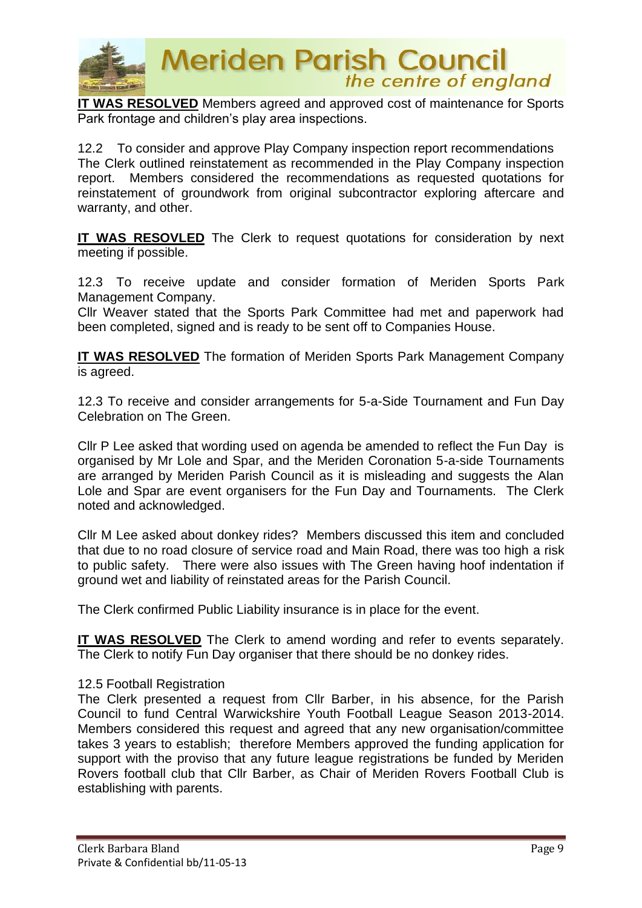**IT WAS RESOLVED** Members agreed and approved cost of maintenance for Sports Park frontage and children's play area inspections.

12.2 To consider and approve Play Company inspection report recommendations
The Clerk outlined reinstatement as recommended in the Play Company inspection report. Members considered the recommendations as requested quotations for reinstatement of groundwork from original subcontractor exploring aftercare and warranty, and other.

**IT WAS RESOVLED** The Clerk to request quotations for consideration by next meeting if possible.

12.3 To receive update and consider formation of Meriden Sports Park Management Company.
Cllr Weaver stated that the Sports Park Committee had met and paperwork had been completed, signed and is ready to be sent off to Companies House.

**IT WAS RESOLVED** The formation of Meriden Sports Park Management Company is agreed.

12.3 To receive and consider arrangements for 5-a-Side Tournament and Fun Day Celebration on The Green.

Cllr P Lee asked that wording used on agenda be amended to reflect the Fun Day is organised by Mr Lole and Spar, and the Meriden Coronation 5-a-side Tournaments are arranged by Meriden Parish Council as it is misleading and suggests the Alan Lole and Spar are event organisers for the Fun Day and Tournaments. The Clerk noted and acknowledged.

Cllr M Lee asked about donkey rides? Members discussed this item and concluded that due to no road closure of service road and Main Road, there was too high a risk to public safety. There were also issues with The Green having hoof indentation if ground wet and liability of reinstated areas for the Parish Council.

The Clerk confirmed Public Liability insurance is in place for the event.

**IT WAS RESOLVED** The Clerk to amend wording and refer to events separately. The Clerk to notify Fun Day organiser that there should be no donkey rides.

12.5 Football Registration
The Clerk presented a request from Cllr Barber, in his absence, for the Parish Council to fund Central Warwickshire Youth Football League Season 2013-2014. Members considered this request and agreed that any new organisation/committee takes 3 years to establish; therefore Members approved the funding application for support with the proviso that any future league registrations be funded by Meriden Rovers football club that Cllr Barber, as Chair of Meriden Rovers Football Club is establishing with parents.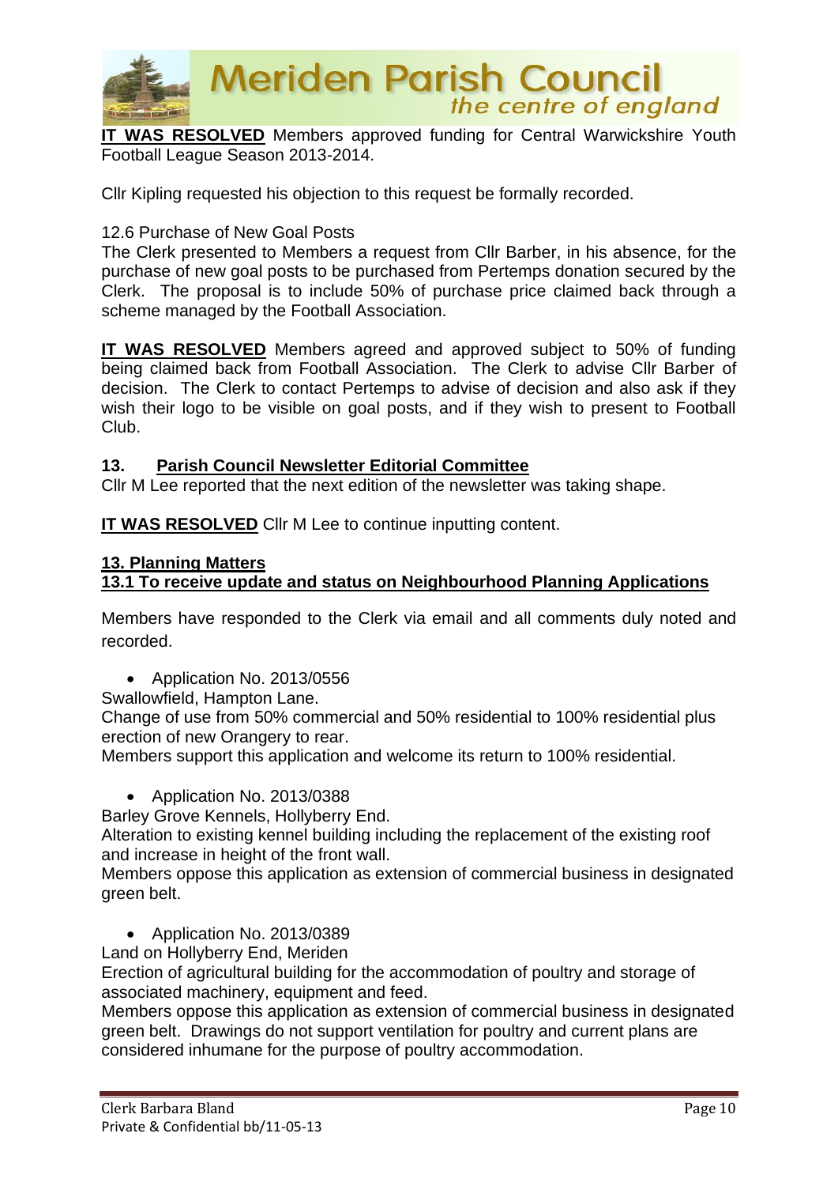**IT WAS RESOLVED** Members approved funding for Central Warwickshire Youth Football League Season 2013-2014.

Cllr Kipling requested his objection to this request be formally recorded.

12.6 Purchase of New Goal Posts

The Clerk presented to Members a request from Cllr Barber, in his absence, for the purchase of new goal posts to be purchased from Pertemps donation secured by the Clerk. The proposal is to include 50% of purchase price claimed back through a scheme managed by the Football Association.

**IT WAS RESOLVED** Members agreed and approved subject to 50% of funding being claimed back from Football Association. The Clerk to advise Cllr Barber of decision. The Clerk to contact Pertemps to advise of decision and also ask if they wish their logo to be visible on goal posts, and if they wish to present to Football Club.

## 13. Parish Council Newsletter Editorial Committee

Cllr M Lee reported that the next edition of the newsletter was taking shape.

**IT WAS RESOLVED** Cllr M Lee to continue inputting content.

## 13. Planning Matters

### 13.1 To receive update and status on Neighbourhood Planning Applications

Members have responded to the Clerk via email and all comments duly noted and recorded.

- Application No. 2013/0556

Swallowfield, Hampton Lane.
Change of use from 50% commercial and 50% residential to 100% residential plus erection of new Orangery to rear.
Members support this application and welcome its return to 100% residential.

- Application No. 2013/0388

Barley Grove Kennels, Hollyberry End.
Alteration to existing kennel building including the replacement of the existing roof and increase in height of the front wall.
Members oppose this application as extension of commercial business in designated green belt.

- Application No. 2013/0389

Land on Hollyberry End, Meriden
Erection of agricultural building for the accommodation of poultry and storage of associated machinery, equipment and feed.
Members oppose this application as extension of commercial business in designated green belt. Drawings do not support ventilation for poultry and current plans are considered inhumane for the purpose of poultry accommodation.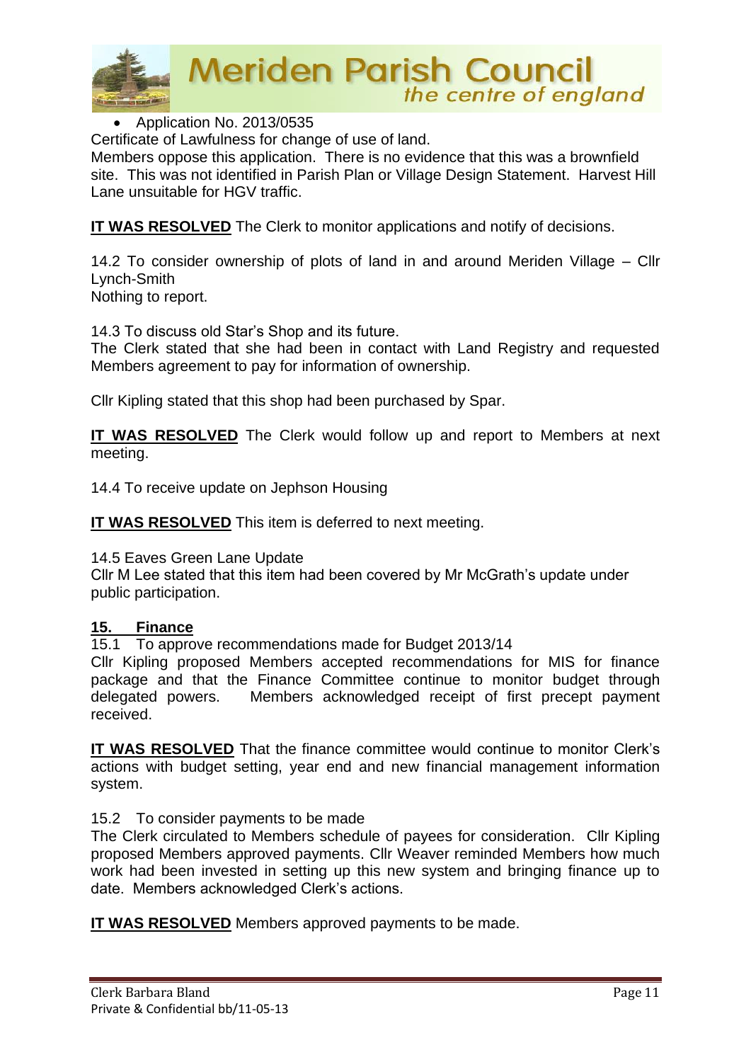- Application No. 2013/0535

Certificate of Lawfulness for change of use of land.
Members oppose this application. There is no evidence that this was a brownfield site. This was not identified in Parish Plan or Village Design Statement. Harvest Hill Lane unsuitable for HGV traffic.

**IT WAS RESOLVED** The Clerk to monitor applications and notify of decisions.

14.2 To consider ownership of plots of land in and around Meriden Village – Cllr Lynch-Smith
Nothing to report.

14.3 To discuss old Star's Shop and its future.
The Clerk stated that she had been in contact with Land Registry and requested Members agreement to pay for information of ownership.

Cllr Kipling stated that this shop had been purchased by Spar.

**IT WAS RESOLVED** The Clerk would follow up and report to Members at next meeting.

14.4 To receive update on Jephson Housing

**IT WAS RESOLVED** This item is deferred to next meeting.

14.5 Eaves Green Lane Update
Cllr M Lee stated that this item had been covered by Mr McGrath's update under public participation.

## 15. Finance

15.1 To approve recommendations made for Budget 2013/14
Cllr Kipling proposed Members accepted recommendations for MIS for finance package and that the Finance Committee continue to monitor budget through delegated powers. Members acknowledged receipt of first precept payment received.

**IT WAS RESOLVED** That the finance committee would continue to monitor Clerk's actions with budget setting, year end and new financial management information system.

15.2 To consider payments to be made
The Clerk circulated to Members schedule of payees for consideration. Cllr Kipling proposed Members approved payments. Cllr Weaver reminded Members how much work had been invested in setting up this new system and bringing finance up to date. Members acknowledged Clerk's actions.

**IT WAS RESOLVED** Members approved payments to be made.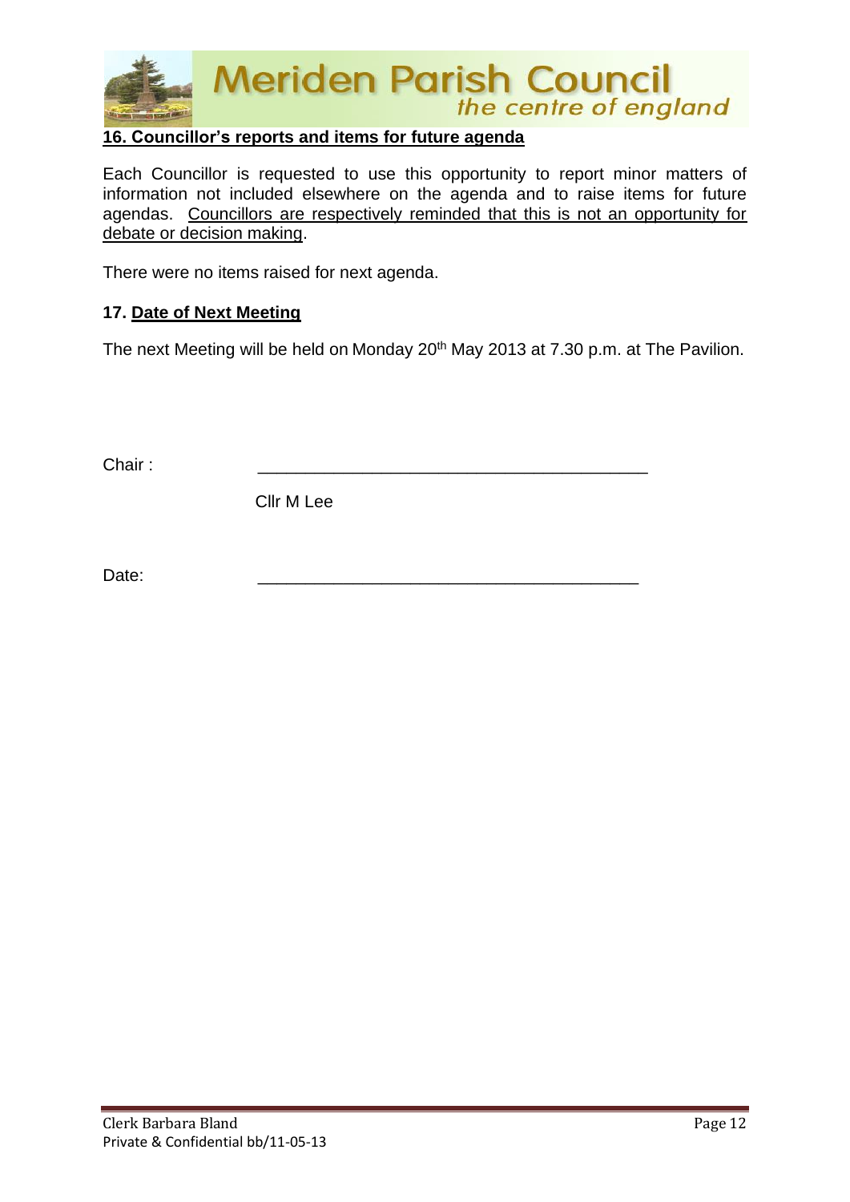**16. Councillor's reports and items for future agenda**

Each Councillor is requested to use this opportunity to report minor matters of information not included elsewhere on the agenda and to raise items for future agendas. Councillors are respectively reminded that this is not an opportunity for debate or decision making.

There were no items raised for next agenda.

**17. Date of Next Meeting**

The next Meeting will be held on Monday 20th May 2013 at 7.30 p.m. at The Pavilion.

Chair : \_\_\_\_\_\_\_\_\_\_\_\_\_\_\_\_\_\_\_\_\_\_\_\_\_\_\_\_\_\_\_\_\_\_\_\_\_\_\_\_

Cllr M Lee

Date: \_\_\_\_\_\_\_\_\_\_\_\_\_\_\_\_\_\_\_\_\_\_\_\_\_\_\_\_\_\_\_\_\_\_\_\_\_\_\_\_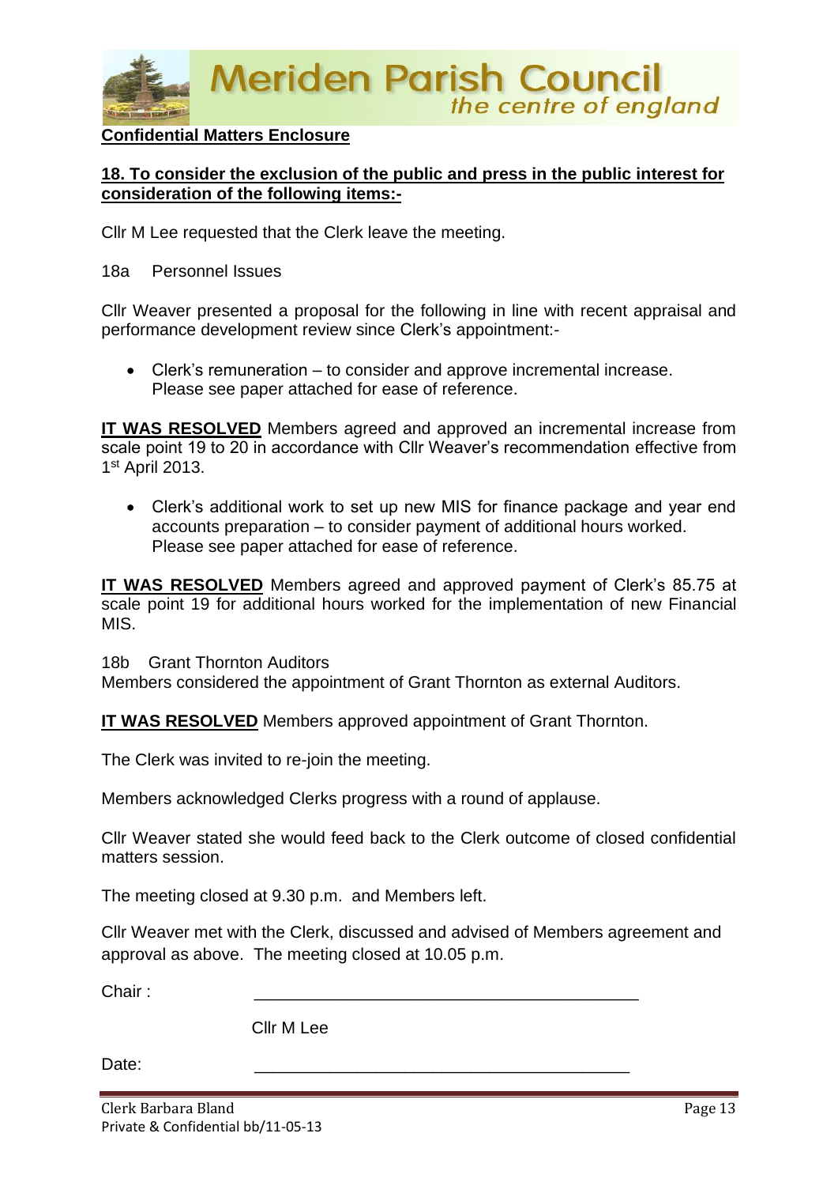**Confidential Matters Enclosure**

**18. To consider the exclusion of the public and press in the public interest for consideration of the following items:-**

Cllr M Lee requested that the Clerk leave the meeting.

18a Personnel Issues

Cllr Weaver presented a proposal for the following in line with recent appraisal and performance development review since Clerk's appointment:-

- Clerk's remuneration – to consider and approve incremental increase. Please see paper attached for ease of reference.

**IT WAS RESOLVED** Members agreed and approved an incremental increase from scale point 19 to 20 in accordance with Cllr Weaver's recommendation effective from 1st April 2013.

- Clerk's additional work to set up new MIS for finance package and year end accounts preparation – to consider payment of additional hours worked. Please see paper attached for ease of reference.

**IT WAS RESOLVED** Members agreed and approved payment of Clerk's 85.75 at scale point 19 for additional hours worked for the implementation of new Financial MIS.

18b Grant Thornton Auditors
Members considered the appointment of Grant Thornton as external Auditors.

**IT WAS RESOLVED** Members approved appointment of Grant Thornton.

The Clerk was invited to re-join the meeting.

Members acknowledged Clerks progress with a round of applause.

Cllr Weaver stated she would feed back to the Clerk outcome of closed confidential matters session.

The meeting closed at 9.30 p.m. and Members left.

Cllr Weaver met with the Clerk, discussed and advised of Members agreement and approval as above. The meeting closed at 10.05 p.m.

Chair : ________________________________________

Cllr M Lee

Date: ________________________________________

Clerk Barbara Bland
Private & Confidential bb/11-05-13